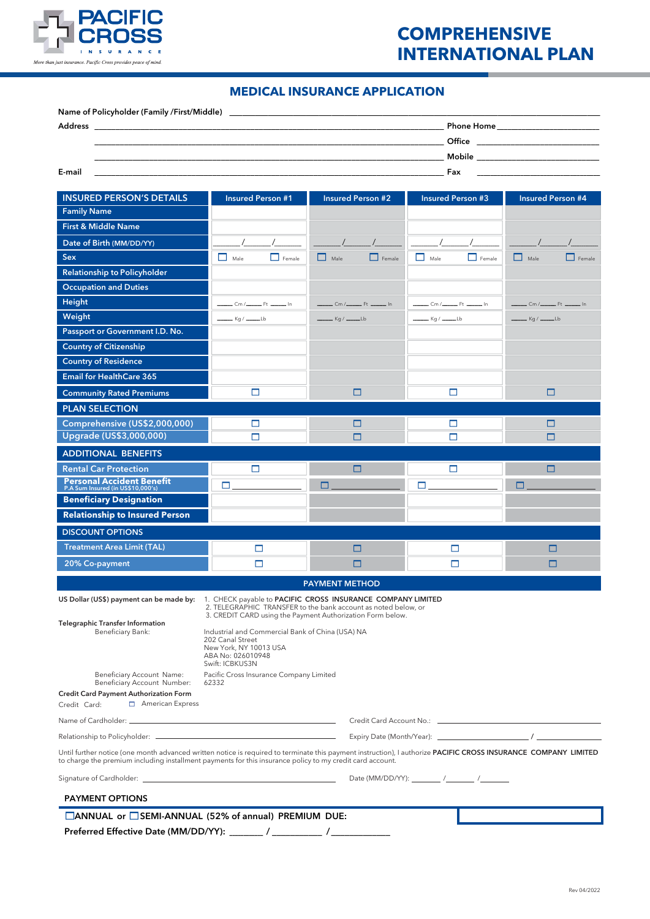PACIFIC CROSS INSURANCE

*More than just insurance. Pacific Cross provides peace of mind.*

# COMPREHENSIVE INTERNATIONAL PLAN

## MEDICAL INSURANCE APPLICATION

Name of Policyholder (Family /First/Middle) ______________________________

Address ______________________________ Phone Home ______________________

Office ______________________

Mobile ______________________

E-mail ______________________________ Fax ______________________

| INSURED PERSON'S DETAILS | Insured Person #1 | Insured Person #2 | Insured Person #3 | Insured Person #4 |
|---|---|---|---|---|
| Family Name | | | | |
| First & Middle Name | | | | |
| Date of Birth (MM/DD/YY) | ___/___/___ | ___/___/___ | ___/___/___ | ___/___/___ |
| Sex | ☐ Male ☐ Female | ☐ Male ☐ Female | ☐ Male ☐ Female | ☐ Male ☐ Female |
| Relationship to Policyholder | | | | |
| Occupation and Duties | | | | |
| Height | ___ Cm / ___ Ft ___ In | ___ Cm / ___ Ft ___ In | ___ Cm / ___ Ft ___ In | ___ Cm / ___ Ft ___ In |
| Weight | ___ Kg / ___ Lb | ___ Kg / ___ Lb | ___ Kg / ___ Lb | ___ Kg / ___ Lb |
| Passport or Government I.D. No. | | | | |
| Country of Citizenship | | | | |
| Country of Residence | | | | |
| Email for HealthCare 365 | | | | |
| Community Rated Premiums | ☐ | ☐ | ☐ | ☐ |
| **PLAN SELECTION** | | | | |
| Comprehensive (US$2,000,000) | ☐ | ☐ | ☐ | ☐ |
| Upgrade (US$3,000,000) | ☐ | ☐ | ☐ | ☐ |
| **ADDITIONAL BENEFITS** | | | | |
| Rental Car Protection | ☐ | ☐ | ☐ | ☐ |
| Personal Accident Benefit (P.A Sum Insured (in US$10,000's)) | ☐ ______ | ☐ ______ | ☐ ______ | ☐ ______ |
| Beneficiary Designation | | | | |
| Relationship to Insured Person | | | | |
| **DISCOUNT OPTIONS** | | | | |
| Treatment Area Limit (TAL) | ☐ | ☐ | ☐ | ☐ |
| 20% Co-payment | ☐ | ☐ | ☐ | ☐ |

### PAYMENT METHOD

US Dollar (US$) payment can be made by:
1. CHECK payable to **PACIFIC CROSS INSURANCE COMPANY LIMITED**
2. TELEGRAPHIC TRANSFER to the bank account as noted below, or
3. CREDIT CARD using the Payment Authorization Form below.

**Telegraphic Transfer Information**

Beneficiary Bank: Industrial and Commercial Bank of China (USA) NA
202 Canal Street
New York, NY 10013 USA
ABA No: 026010948
Swift: ICBKUS3N

Beneficiary Account Name: Pacific Cross Insurance Company Limited
Beneficiary Account Number: 62332

**Credit Card Payment Authorization Form**

Credit Card: ☐ American Express

Name of Cardholder: ______________________ Credit Card Account No.: ______________________

Relationship to Policyholder: ______________________ Expiry Date (Month/Year): __________ / __________

Until further notice (one month advanced written notice is required to terminate this payment instruction), I authorize **PACIFIC CROSS INSURANCE COMPANY LIMITED** to charge the premium including installment payments for this insurance policy to my credit card account.

Signature of Cardholder: ______________________ Date (MM/DD/YY): _______ /_______ /_______

### PAYMENT OPTIONS

☐ANNUAL or ☐SEMI-ANNUAL (52% of annual) PREMIUM DUE: ______________________

Preferred Effective Date (MM/DD/YY): _______ / __________ / ____________

Rev 04/2022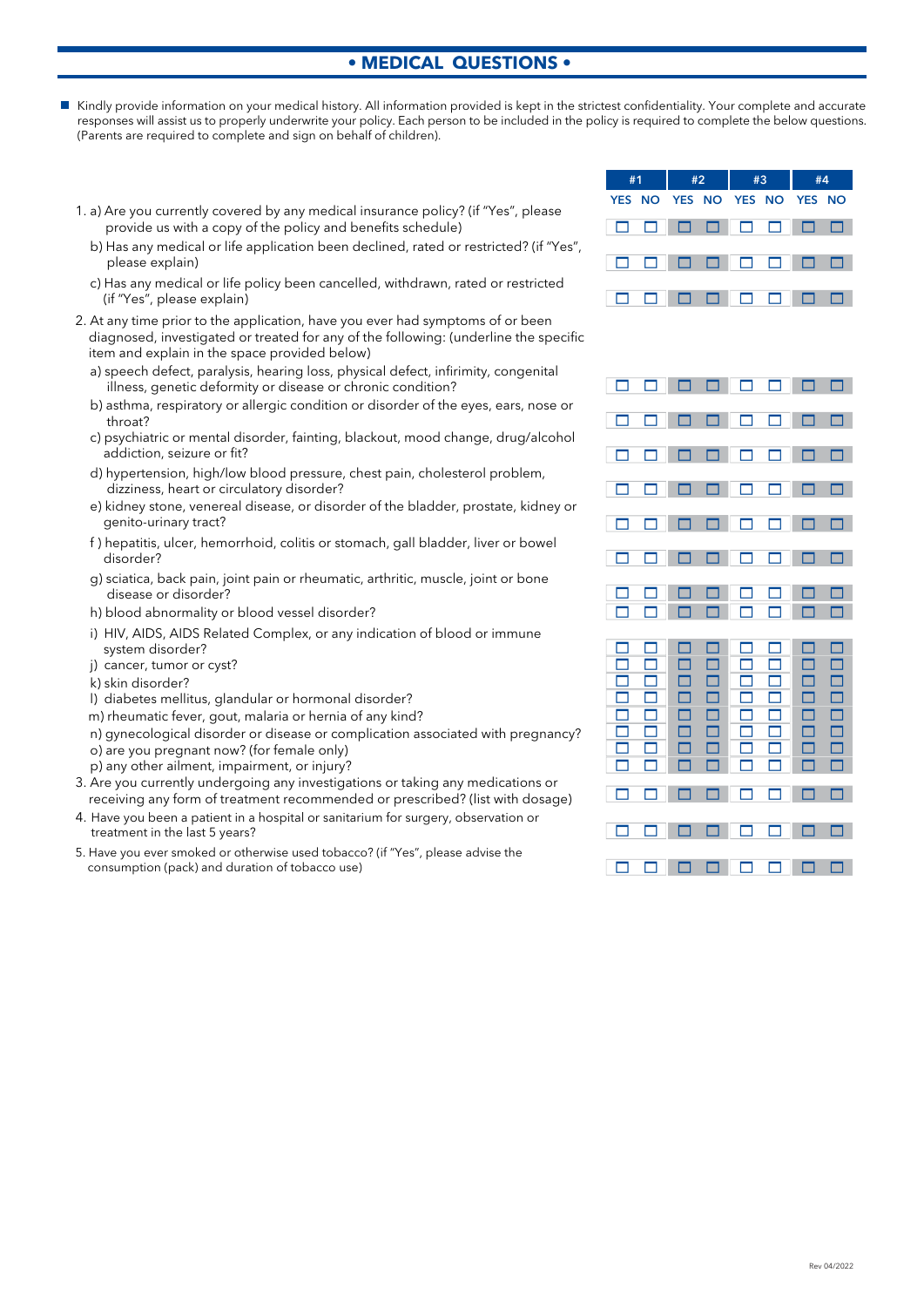## • MEDICAL QUESTIONS •

- Kindly provide information on your medical history. All information provided is kept in the strictest confidentiality. Your complete and accurate responses will assist us to properly underwrite your policy. Each person to be included in the policy is required to complete the below questions. (Parents are required to complete and sign on behalf of children).

| Question | #1 YES | #1 NO | #2 YES | #2 NO | #3 YES | #3 NO | #4 YES | #4 NO |
|---|---|---|---|---|---|---|---|---|
| 1. a) Are you currently covered by any medical insurance policy? (if "Yes", please provide us with a copy of the policy and benefits schedule) | ☐ | ☐ | ☐ | ☐ | ☐ | ☐ | ☐ | ☐ |
| b) Has any medical or life application been declined, rated or restricted? (if "Yes", please explain) | ☐ | ☐ | ☐ | ☐ | ☐ | ☐ | ☐ | ☐ |
| c) Has any medical or life policy been cancelled, withdrawn, rated or restricted (if "Yes", please explain) | ☐ | ☐ | ☐ | ☐ | ☐ | ☐ | ☐ | ☐ |
| 2. At any time prior to the application, have you ever had symptoms of or been diagnosed, investigated or treated for any of the following: (underline the specific item and explain in the space provided below) | | | | | | | | |
| a) speech defect, paralysis, hearing loss, physical defect, infirimity, congenital illness, genetic deformity or disease or chronic condition? | ☐ | ☐ | ☐ | ☐ | ☐ | ☐ | ☐ | ☐ |
| b) asthma, respiratory or allergic condition or disorder of the eyes, ears, nose or throat? | ☐ | ☐ | ☐ | ☐ | ☐ | ☐ | ☐ | ☐ |
| c) psychiatric or mental disorder, fainting, blackout, mood change, drug/alcohol addiction, seizure or fit? | ☐ | ☐ | ☐ | ☐ | ☐ | ☐ | ☐ | ☐ |
| d) hypertension, high/low blood pressure, chest pain, cholesterol problem, dizziness, heart or circulatory disorder? | ☐ | ☐ | ☐ | ☐ | ☐ | ☐ | ☐ | ☐ |
| e) kidney stone, venereal disease, or disorder of the bladder, prostate, kidney or genito-urinary tract? | ☐ | ☐ | ☐ | ☐ | ☐ | ☐ | ☐ | ☐ |
| f ) hepatitis, ulcer, hemorrhoid, colitis or stomach, gall bladder, liver or bowel disorder? | ☐ | ☐ | ☐ | ☐ | ☐ | ☐ | ☐ | ☐ |
| g) sciatica, back pain, joint pain or rheumatic, arthritic, muscle, joint or bone disease or disorder? | ☐ | ☐ | ☐ | ☐ | ☐ | ☐ | ☐ | ☐ |
| h) blood abnormality or blood vessel disorder? | ☐ | ☐ | ☐ | ☐ | ☐ | ☐ | ☐ | ☐ |
| i) HIV, AIDS, AIDS Related Complex, or any indication of blood or immune system disorder? | ☐ | ☐ | ☐ | ☐ | ☐ | ☐ | ☐ | ☐ |
| j) cancer, tumor or cyst? | ☐ | ☐ | ☐ | ☐ | ☐ | ☐ | ☐ | ☐ |
| k) skin disorder? | ☐ | ☐ | ☐ | ☐ | ☐ | ☐ | ☐ | ☐ |
| l) diabetes mellitus, glandular or hormonal disorder? | ☐ | ☐ | ☐ | ☐ | ☐ | ☐ | ☐ | ☐ |
| m) rheumatic fever, gout, malaria or hernia of any kind? | ☐ | ☐ | ☐ | ☐ | ☐ | ☐ | ☐ | ☐ |
| n) gynecological disorder or disease or complication associated with pregnancy? | ☐ | ☐ | ☐ | ☐ | ☐ | ☐ | ☐ | ☐ |
| o) are you pregnant now? (for female only) | ☐ | ☐ | ☐ | ☐ | ☐ | ☐ | ☐ | ☐ |
| p) any other ailment, impairment, or injury? | ☐ | ☐ | ☐ | ☐ | ☐ | ☐ | ☐ | ☐ |
| 3. Are you currently undergoing any investigations or taking any medications or receiving any form of treatment recommended or prescribed? (list with dosage) | ☐ | ☐ | ☐ | ☐ | ☐ | ☐ | ☐ | ☐ |
| 4. Have you been a patient in a hospital or sanitarium for surgery, observation or treatment in the last 5 years? | ☐ | ☐ | ☐ | ☐ | ☐ | ☐ | ☐ | ☐ |
| 5. Have you ever smoked or otherwise used tobacco? (if "Yes", please advise the consumption (pack) and duration of tobacco use) | ☐ | ☐ | ☐ | ☐ | ☐ | ☐ | ☐ | ☐ |

Rev 04/2022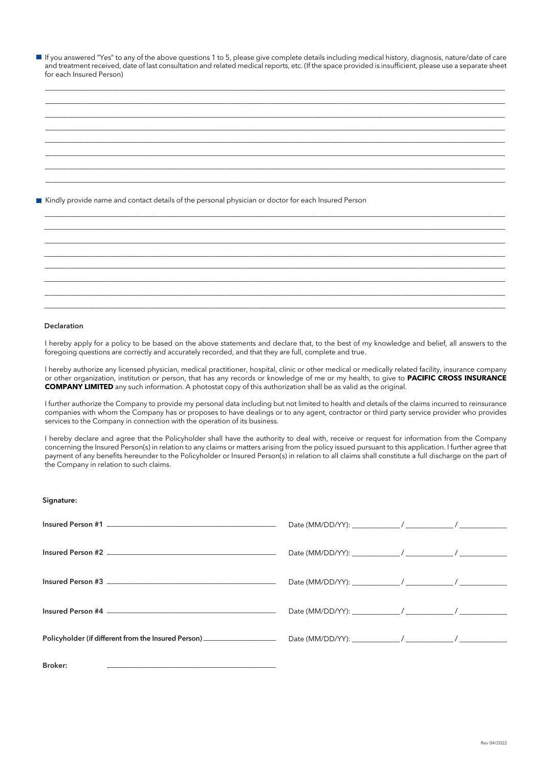- If you answered "Yes" to any of the above questions 1 to 5, please give complete details including medical history, diagnosis, nature/date of care and treatment received, date of last consultation and related medical reports, etc. (If the space provided is insufficient, please use a separate sheet for each Insured Person)

______________________________________________________________________

______________________________________________________________________

______________________________________________________________________

______________________________________________________________________

______________________________________________________________________

______________________________________________________________________

______________________________________________________________________

______________________________________________________________________

- Kindly provide name and contact details of the personal physician or doctor for each Insured Person

______________________________________________________________________

______________________________________________________________________

______________________________________________________________________

______________________________________________________________________

______________________________________________________________________

______________________________________________________________________

______________________________________________________________________

______________________________________________________________________

**Declaration**

I hereby apply for a policy to be based on the above statements and declare that, to the best of my knowledge and belief, all answers to the foregoing questions are correctly and accurately recorded, and that they are full, complete and true.

I hereby authorize any licensed physician, medical practitioner, hospital, clinic or other medical or medically related facility, insurance company or other organization, institution or person, that has any records or knowledge of me or my health, to give to **PACIFIC CROSS INSURANCE COMPANY LIMITED** any such information. A photostat copy of this authorization shall be as valid as the original.

I further authorize the Company to provide my personal data including but not limited to health and details of the claims incurred to reinsurance companies with whom the Company has or proposes to have dealings or to any agent, contractor or third party service provider who provides services to the Company in connection with the operation of its business.

I hereby declare and agree that the Policyholder shall have the authority to deal with, receive or request for information from the Company concerning the Insured Person(s) in relation to any claims or matters arising from the policy issued pursuant to this application. I further agree that payment of any benefits hereunder to the Policyholder or Insured Person(s) in relation to all claims shall constitute a full discharge on the part of the Company in relation to such claims.

**Signature:**

**Insured Person #1** ______________________________ Date (MM/DD/YY): ________ / ________ / ________

**Insured Person #2** ______________________________ Date (MM/DD/YY): ________ / ________ / ________

**Insured Person #3** ______________________________ Date (MM/DD/YY): ________ / ________ / ________

**Insured Person #4** ______________________________ Date (MM/DD/YY): ________ / ________ / ________

**Policyholder (if different from the Insured Person)** ______________ Date (MM/DD/YY): ________ / ________ / ________

**Broker:** ______________________________

Rev 04/2022